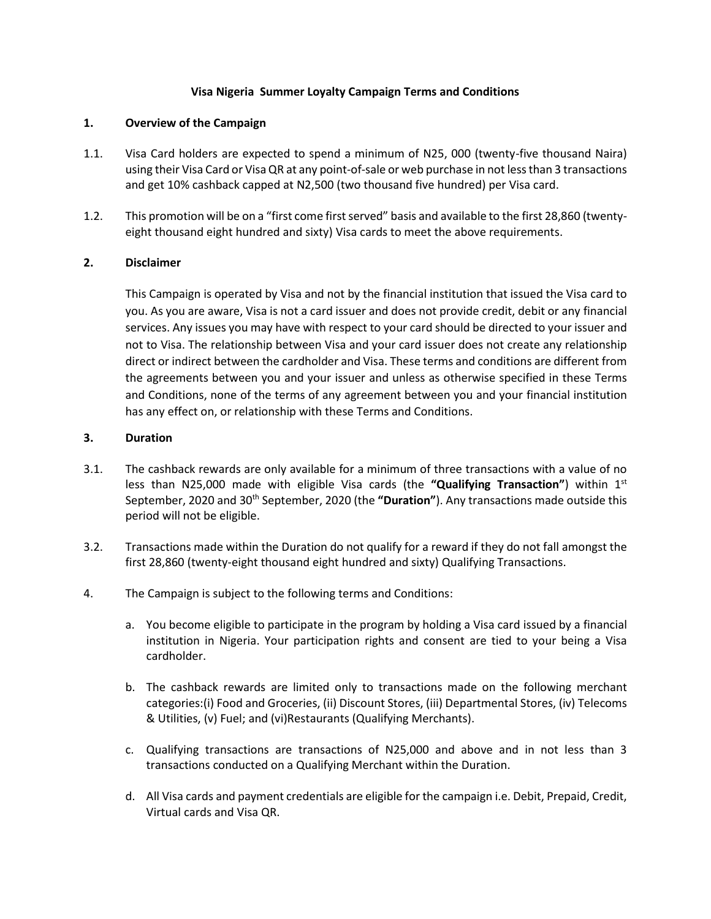# Visa Nigeria Summer Loyalty Campaign Terms and Conditions

## 1. Overview of the Campaign

1.1. Visa Card holders are expected to spend a minimum of N25, 000 (twenty-five thousand Naira) using their Visa Card or Visa QR at any point-of-sale or web purchase in not less than 3 transactions and get 10% cashback capped at N2,500 (two thousand five hundred) per Visa card.

1.2. This promotion will be on a "first come first served" basis and available to the first 28,860 (twenty-eight thousand eight hundred and sixty) Visa cards to meet the above requirements.

## 2. Disclaimer

This Campaign is operated by Visa and not by the financial institution that issued the Visa card to you. As you are aware, Visa is not a card issuer and does not provide credit, debit or any financial services. Any issues you may have with respect to your card should be directed to your issuer and not to Visa. The relationship between Visa and your card issuer does not create any relationship direct or indirect between the cardholder and Visa. These terms and conditions are different from the agreements between you and your issuer and unless as otherwise specified in these Terms and Conditions, none of the terms of any agreement between you and your financial institution has any effect on, or relationship with these Terms and Conditions.

## 3. Duration

3.1. The cashback rewards are only available for a minimum of three transactions with a value of no less than N25,000 made with eligible Visa cards (the **"Qualifying Transaction"**) within 1st September, 2020 and 30th September, 2020 (the **"Duration"**). Any transactions made outside this period will not be eligible.

3.2. Transactions made within the Duration do not qualify for a reward if they do not fall amongst the first 28,860 (twenty-eight thousand eight hundred and sixty) Qualifying Transactions.

4. The Campaign is subject to the following terms and Conditions:

   a. You become eligible to participate in the program by holding a Visa card issued by a financial institution in Nigeria. Your participation rights and consent are tied to your being a Visa cardholder.

   b. The cashback rewards are limited only to transactions made on the following merchant categories:(i) Food and Groceries, (ii) Discount Stores, (iii) Departmental Stores, (iv) Telecoms & Utilities, (v) Fuel; and (vi)Restaurants (Qualifying Merchants).

   c. Qualifying transactions are transactions of N25,000 and above and in not less than 3 transactions conducted on a Qualifying Merchant within the Duration.

   d. All Visa cards and payment credentials are eligible for the campaign i.e. Debit, Prepaid, Credit, Virtual cards and Visa QR.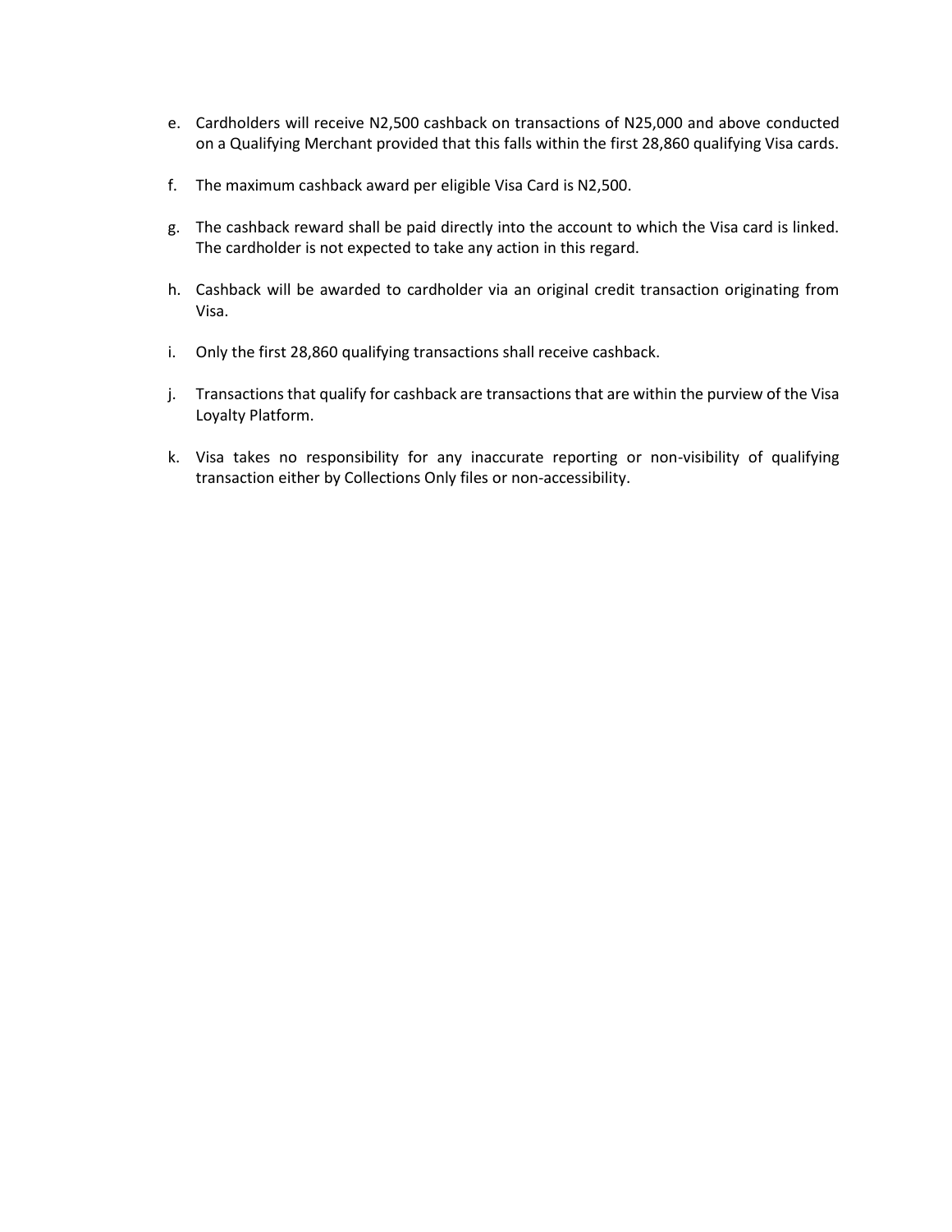e. Cardholders will receive N2,500 cashback on transactions of N25,000 and above conducted on a Qualifying Merchant provided that this falls within the first 28,860 qualifying Visa cards.

f. The maximum cashback award per eligible Visa Card is N2,500.

g. The cashback reward shall be paid directly into the account to which the Visa card is linked. The cardholder is not expected to take any action in this regard.

h. Cashback will be awarded to cardholder via an original credit transaction originating from Visa.

i. Only the first 28,860 qualifying transactions shall receive cashback.

j. Transactions that qualify for cashback are transactions that are within the purview of the Visa Loyalty Platform.

k. Visa takes no responsibility for any inaccurate reporting or non-visibility of qualifying transaction either by Collections Only files or non-accessibility.